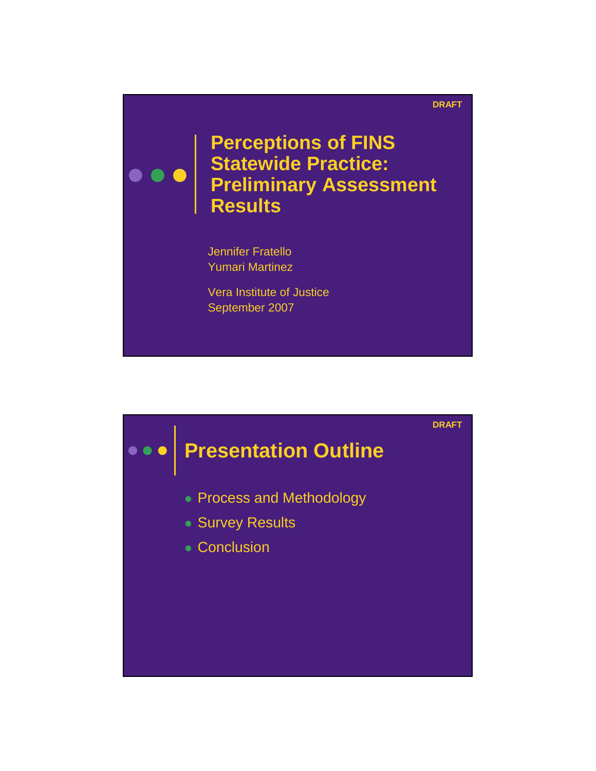DRAFT

# Perceptions of FINS Statewide Practice: Preliminary Assessment Results

Jennifer Fratello
Yumari Martinez

Vera Institute of Justice
September 2007

DRAFT

## Presentation Outline

- Process and Methodology
- Survey Results
- Conclusion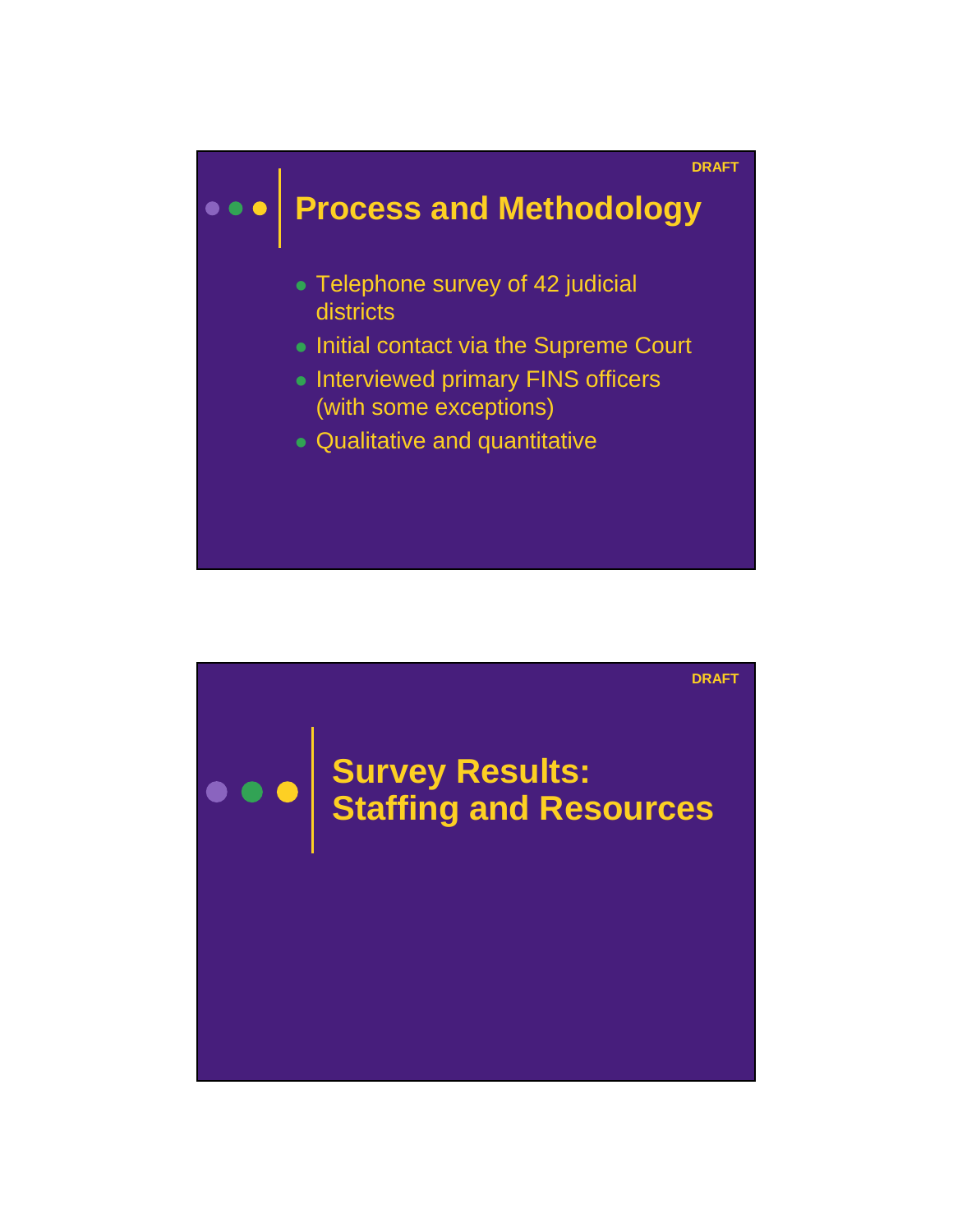DRAFT

## Process and Methodology

- Telephone survey of 42 judicial districts
- Initial contact via the Supreme Court
- Interviewed primary FINS officers (with some exceptions)
- Qualitative and quantitative

DRAFT

## Survey Results: Staffing and Resources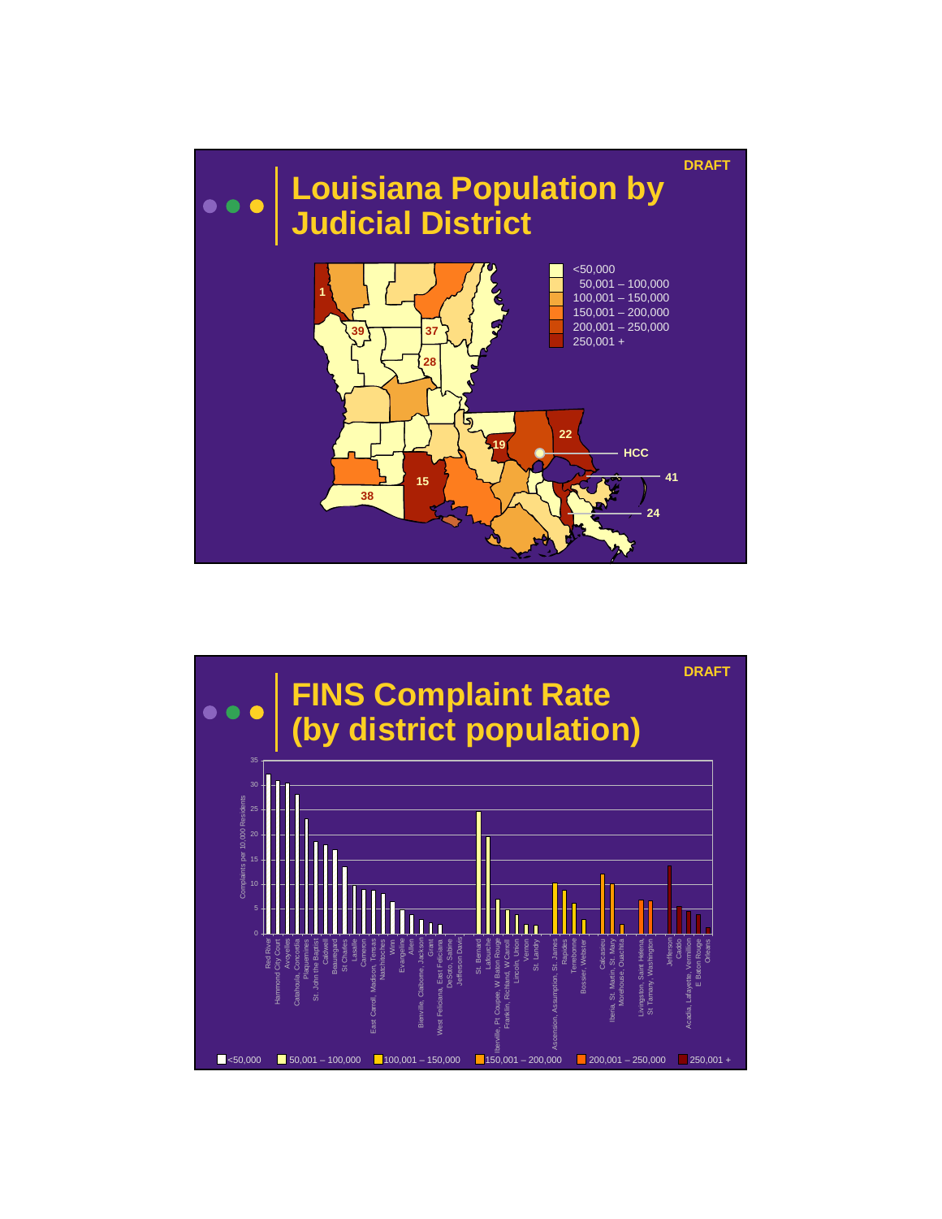DRAFT

# Louisiana Population by Judicial District

- <50,000
- 50,001 – 100,000
- 100,001 – 150,000
- 150,001 – 200,000
- 200,001 – 250,000
- 250,001 +

1, 39, 37, 28, 22, 19, HCC, 41, 15, 38, 24

DRAFT

# FINS Complaint Rate (by district population)

Complaints per 10,000 Residents

35, 30, 25, 20, 15, 10, 5, 0

Red River, Hammond City Court, Avoyelles, Catahoula, Concordia, Plaquemines, St. John the Baptist, Caldwell, Beauregard, St Charles, Lasalle, Cameron, East Carroll, Madison, Tensas, Natchitoches, Winn, Evangeline, Allen, Bienville, Claiborne, Jackson, Grant, West Feliciana, East Feliciana, DeSoto, Sabine, Jefferson Davis, St. Bernard, Lafourche, Iberville, Pt Coupee, W Baton Rouge, Franklin, Richland, W Carroll, Lincoln, Union, Vernon, St. Landry, Ascension, Assumption, St. James, Rapides, Terrebonne, Bossier, Webster, Calcasieu, Iberia, St. Martin, St. Mary, Morehouse, Ouachita, Livingston, Saint Helena, St Tamany, Washington, Jefferson, Caddo, Acadia, Lafayette, Vermilion, E Baton Rouge, Orleans

<50,000 | 50,001 – 100,000 | 100,001 – 150,000 | 150,001 – 200,000 | 200,001 – 250,000 | 250,001 +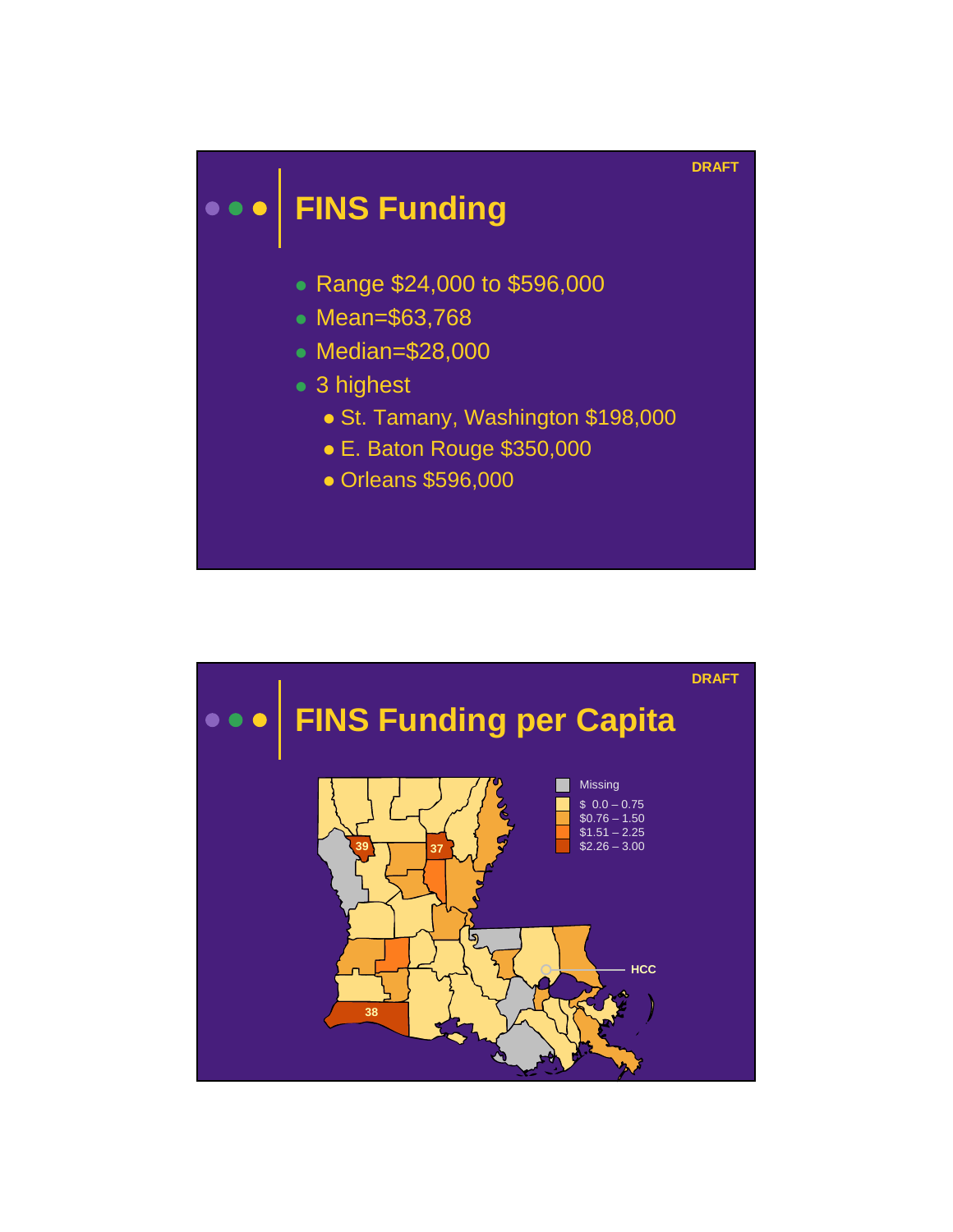DRAFT

## FINS Funding

- Range $24,000 to $596,000
- Mean=$63,768
- Median=$28,000
- 3 highest
  - St. Tamany, Washington $198,000
  - E. Baton Rouge $350,000
  - Orleans $596,000

DRAFT

## FINS Funding per Capita

Missing
$ 0.0 – 0.75
$0.76 – 1.50
$1.51 – 2.25
$2.26 – 3.00

HCC

39

37

38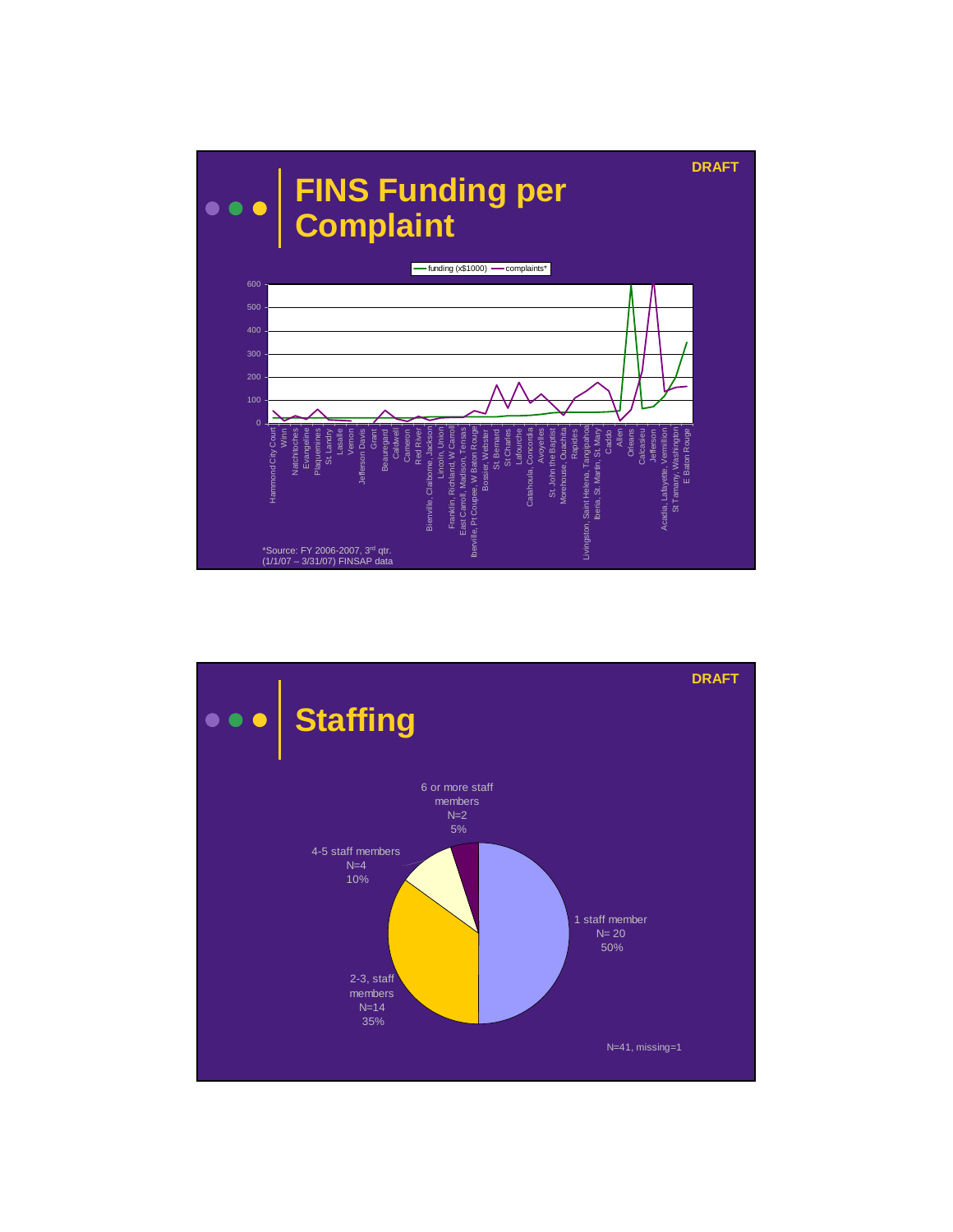DRAFT

# FINS Funding per Complaint

funding (x$1000) — complaints*

Hammond City Court, Winn, Natchitoches, Evangeline, Plaquemines, St Landry, Lasalle, Vernon, Jefferson Davis, Grant, Beauregard, Caldwell, Cameron, Red River, Bienville, Claiborne, Jackson, Lincoln, Union, Franklin, Richland, W Carroll, East Carroll, Madison, Tensas, Iberville, Pt Coupee, W Baton Rouge, Bossier, Webster, St Bernard, St Charles, Lafourche, Catahoula, Concordia, Avoyelles, St John the Baptist, Morehouse, Ouachita, Rapides, Livingston, Saint Helena, Tangipahoa, Iberia, St. Martin, St. Mary, Caddo, Allen, Orleans, Calcasieu, Jefferson, Acadia, Lafayette, Vermillion, St Tamany, Washington, E Baton Rouge

*Source: FY 2006-2007, 3rd qtr. (1/1/07 – 3/31/07) FINSAP data

DRAFT

# Staffing

- 1 staff member N= 20 50%
- 2-3, staff members N=14 35%
- 4-5 staff members N=4 10%
- 6 or more staff members N=2 5%

N=41, missing=1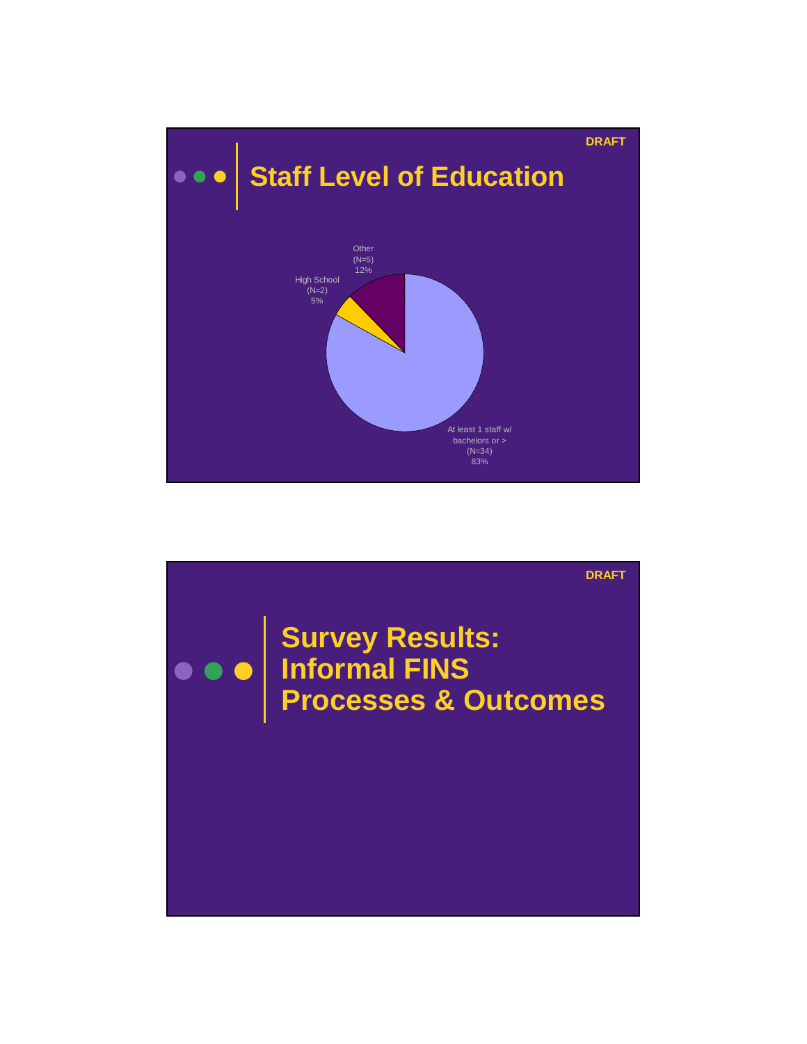DRAFT

## Staff Level of Education

Other (N=5) 12%

High School (N=2) 5%

At least 1 staff w/ bachelors or > (N=34) 83%

DRAFT

## Survey Results: Informal FINS Processes & Outcomes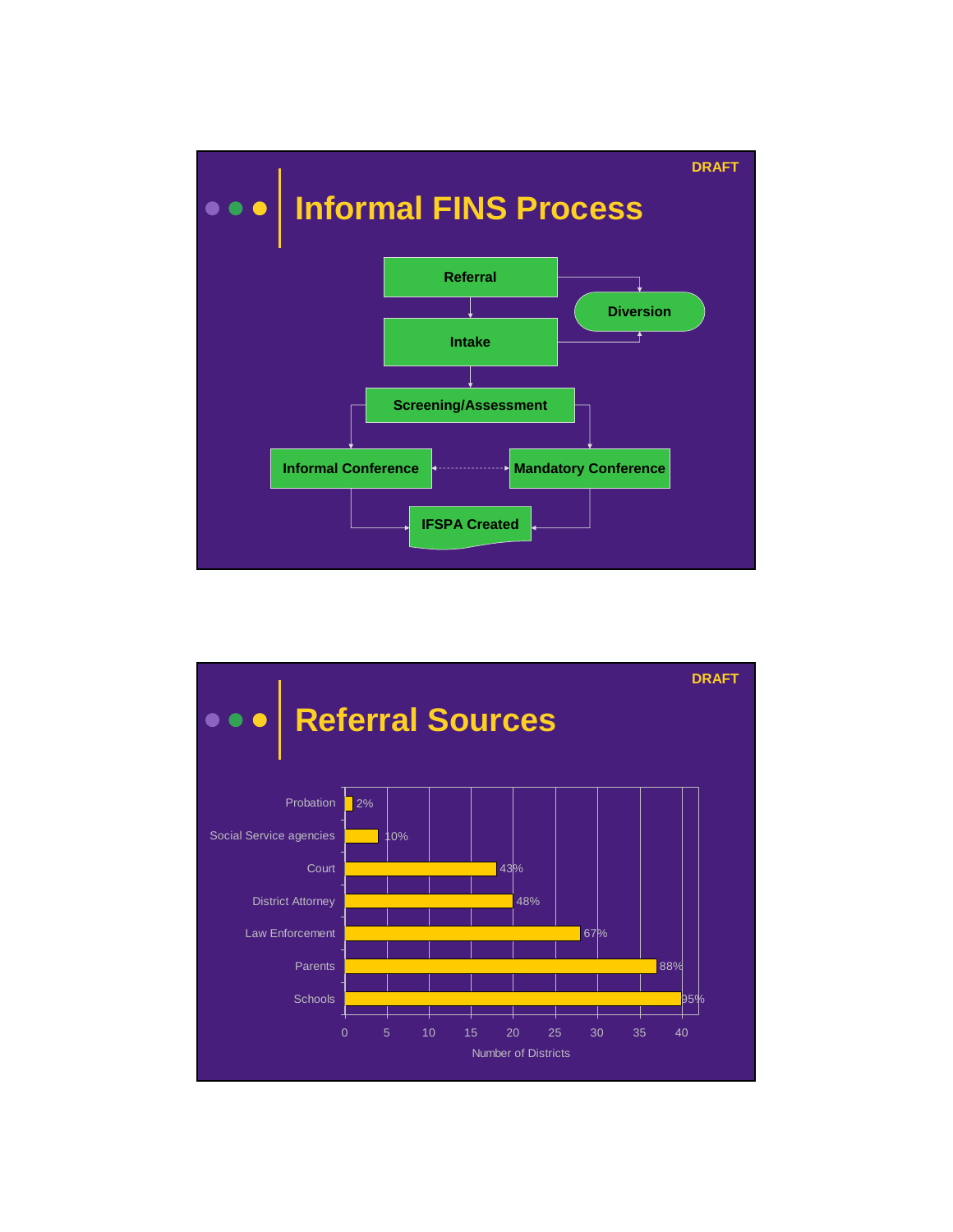DRAFT

# Informal FINS Process

- Referral
  - → Intake
  - → Diversion
- Intake
  - → Screening/Assessment
  - → Diversion
- Screening/Assessment
  - → Informal Conference
  - → Mandatory Conference
- Informal Conference ↔ Mandatory Conference
- Informal Conference → IFSPA Created
- Mandatory Conference → IFSPA Created

DRAFT

# Referral Sources

| Referral Source | Percentage |
| --- | --- |
| Probation | 2% |
| Social Service agencies | 10% |
| Court | 43% |
| District Attorney | 48% |
| Law Enforcement | 67% |
| Parents | 88% |
| Schools | 95% |

Number of Districts (axis: 0, 5, 10, 15, 20, 25, 30, 35, 40)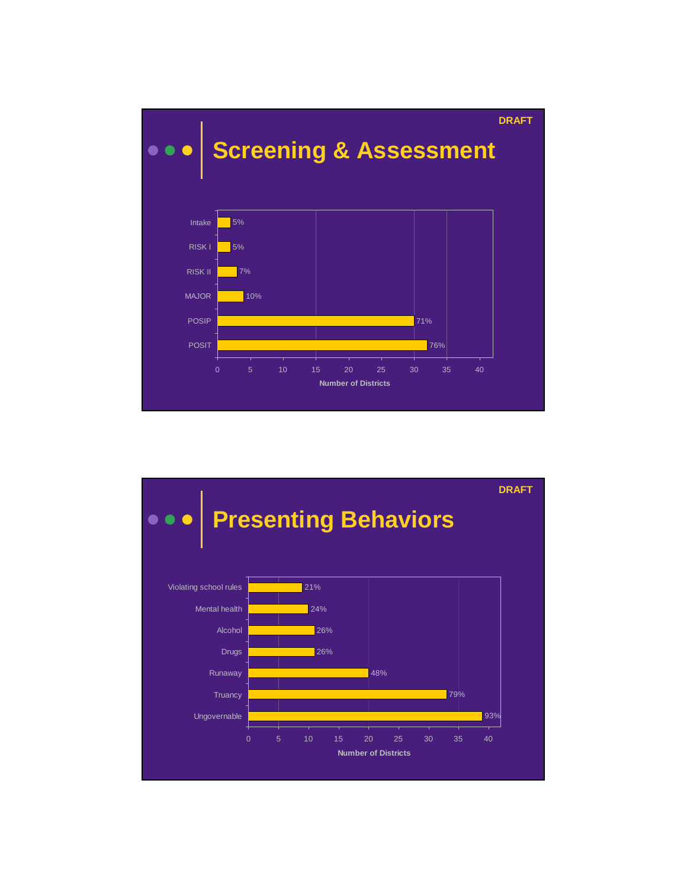DRAFT

# Screening & Assessment

| Instrument | Percent |
|---|---|
| Intake | 5% |
| RISK I | 5% |
| RISK II | 7% |
| MAJOR | 10% |
| POSIP | 71% |
| POSIT | 76% |

Number of Districts

DRAFT

# Presenting Behaviors

| Behavior | Percent |
|---|---|
| Violating school rules | 21% |
| Mental health | 24% |
| Alcohol | 26% |
| Drugs | 26% |
| Runaway | 48% |
| Truancy | 79% |
| Ungovernable | 93% |

Number of Districts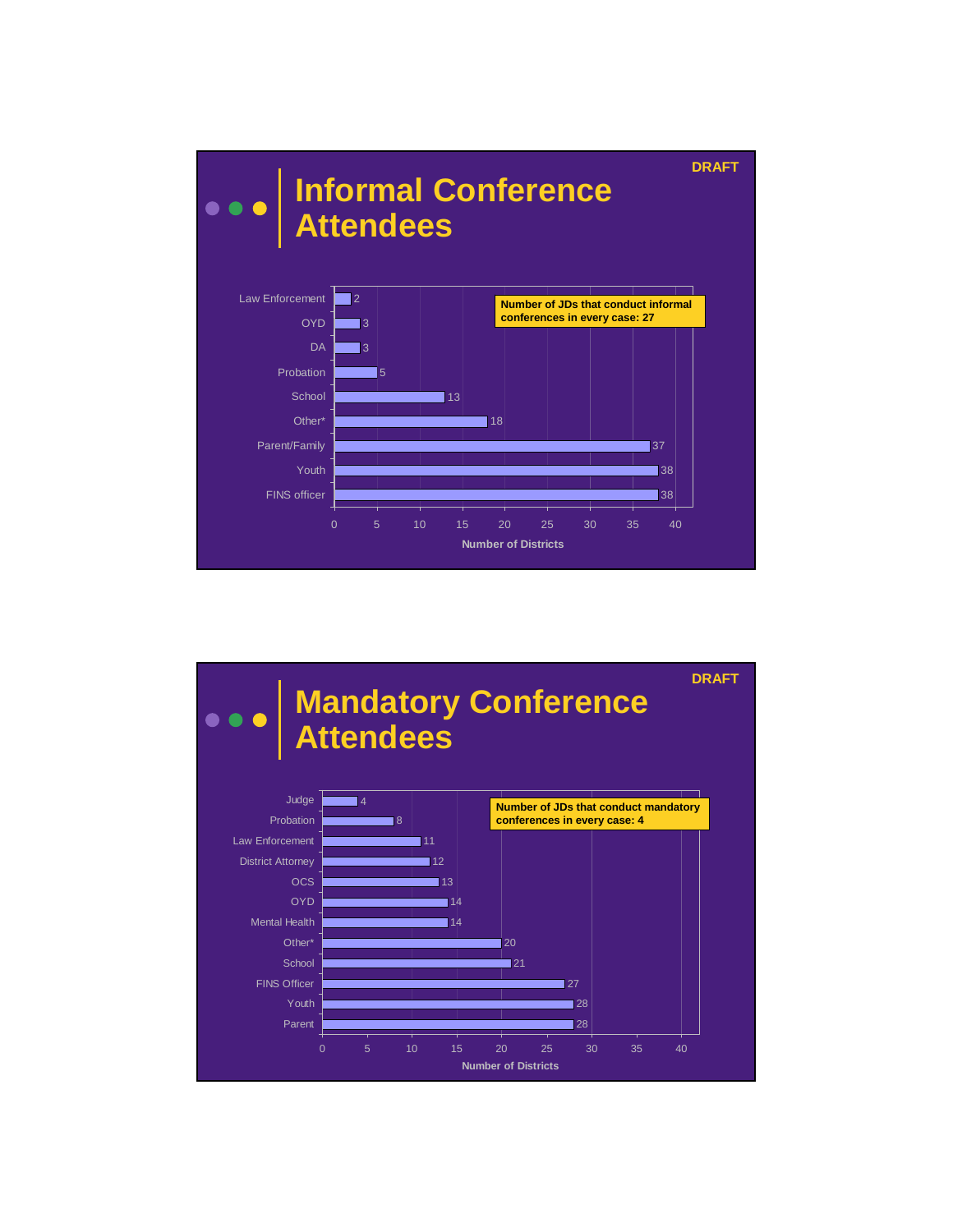DRAFT

# Informal Conference Attendees

Number of JDs that conduct informal conferences in every case: 27

| Attendee | Number of Districts |
|---|---|
| Law Enforcement | 2 |
| OYD | 3 |
| DA | 3 |
| Probation | 5 |
| School | 13 |
| Other* | 18 |
| Parent/Family | 37 |
| Youth | 38 |
| FINS officer | 38 |

DRAFT

# Mandatory Conference Attendees

Number of JDs that conduct mandatory conferences in every case: 4

| Attendee | Number of Districts |
|---|---|
| Judge | 4 |
| Probation | 8 |
| Law Enforcement | 11 |
| District Attorney | 12 |
| OCS | 13 |
| OYD | 14 |
| Mental Health | 14 |
| Other* | 20 |
| School | 21 |
| FINS Officer | 27 |
| Youth | 28 |
| Parent | 28 |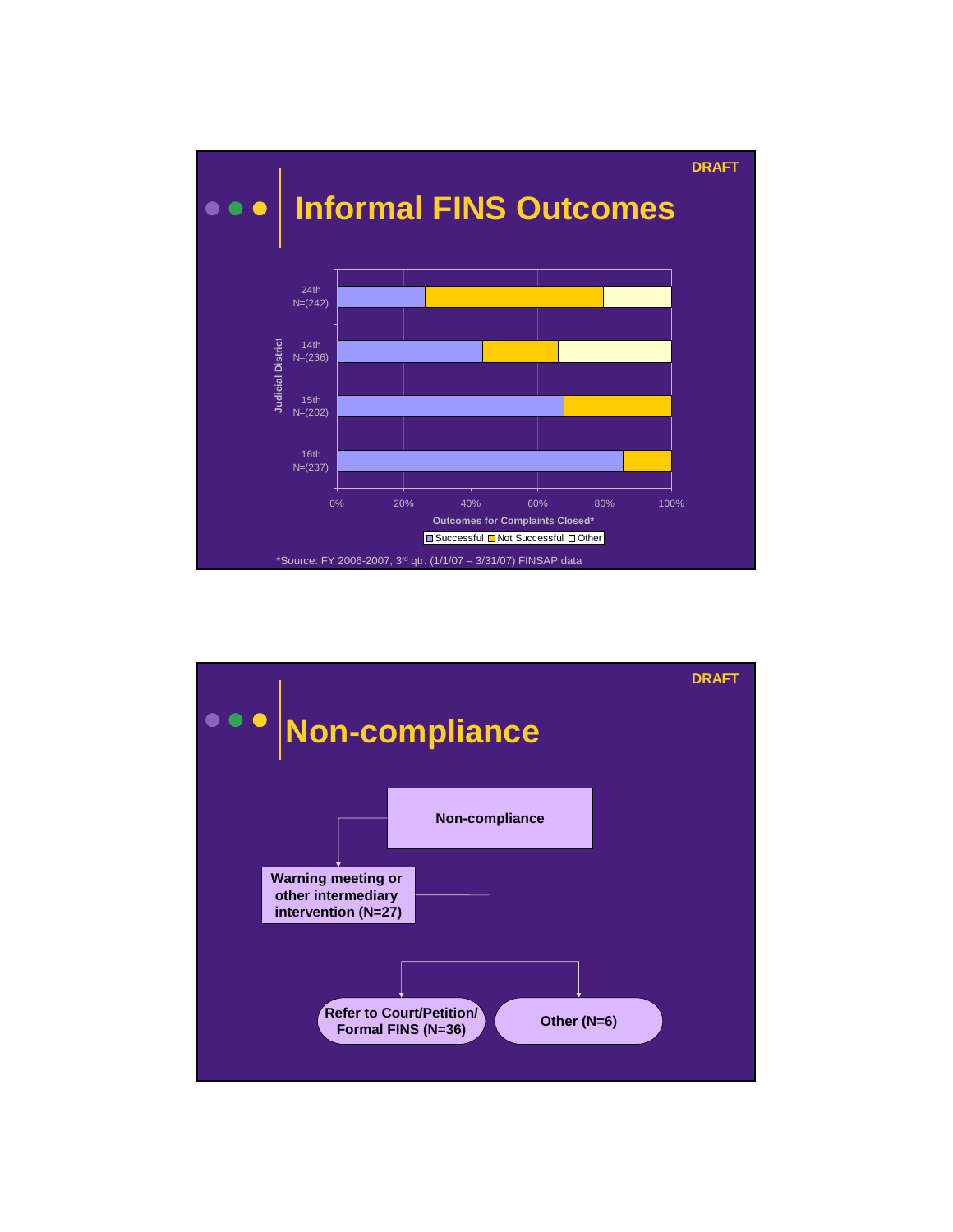DRAFT

# Informal FINS Outcomes

Judicial District

| Judicial District | Successful | Not Successful | Other |
|---|---|---|---|
| 24th N=(242) | | | |
| 14th N=(236) | | | |
| 15th N=(202) | | | |
| 16th N=(237) | | | |

0% 20% 40% 60% 80% 100%

Outcomes for Complaints Closed*

Successful / Not Successful / Other

*Source: FY 2006-2007, 3rd qtr. (1/1/07 – 3/31/07) FINSAP data

DRAFT

# Non-compliance

- **Non-compliance**
  - **Warning meeting or other intermediary intervention (N=27)**
  - **Refer to Court/Petition/ Formal FINS (N=36)**
  - **Other (N=6)**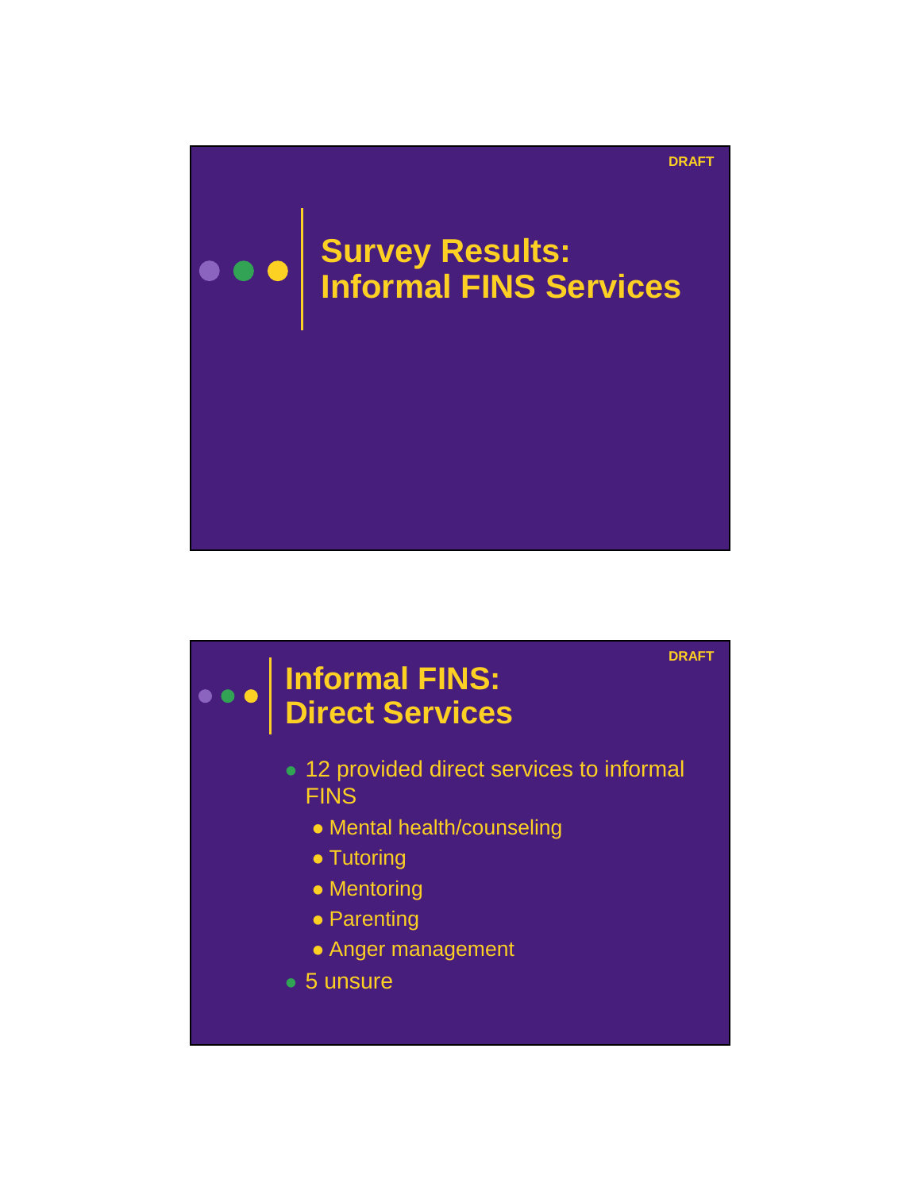DRAFT

# Survey Results: Informal FINS Services

DRAFT

## Informal FINS: Direct Services

- 12 provided direct services to informal FINS
  - Mental health/counseling
  - Tutoring
  - Mentoring
  - Parenting
  - Anger management
- 5 unsure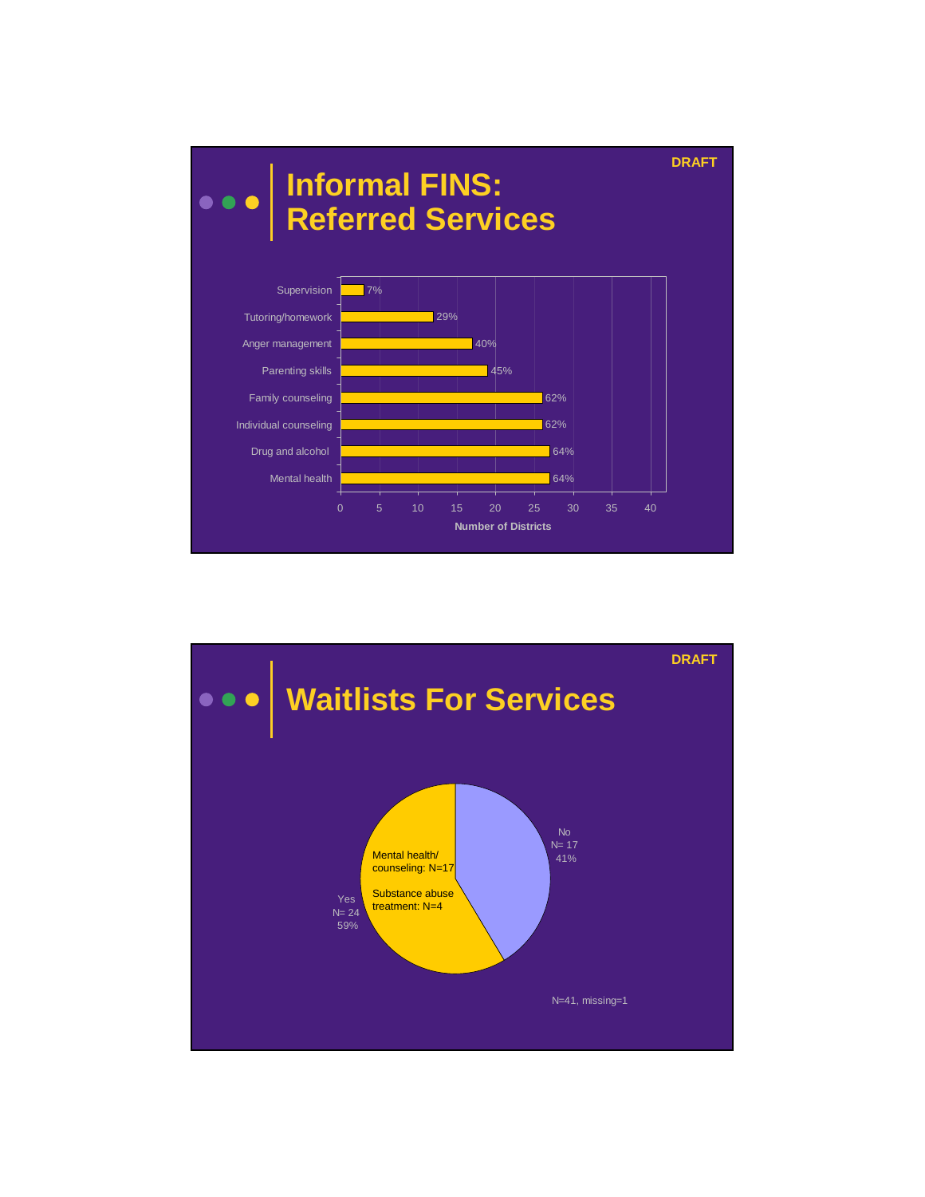DRAFT

# Informal FINS: Referred Services

| Service | Number of Districts (%) |
|---|---|
| Supervision | 7% |
| Tutoring/homework | 29% |
| Anger management | 40% |
| Parenting skills | 45% |
| Family counseling | 62% |
| Individual counseling | 62% |
| Drug and alcohol | 64% |
| Mental health | 64% |

Number of Districts

DRAFT

# Waitlists For Services

Yes N= 24 59%

Mental health/ counseling: N=17

Substance abuse treatment: N=4

No N= 17 41%

N=41, missing=1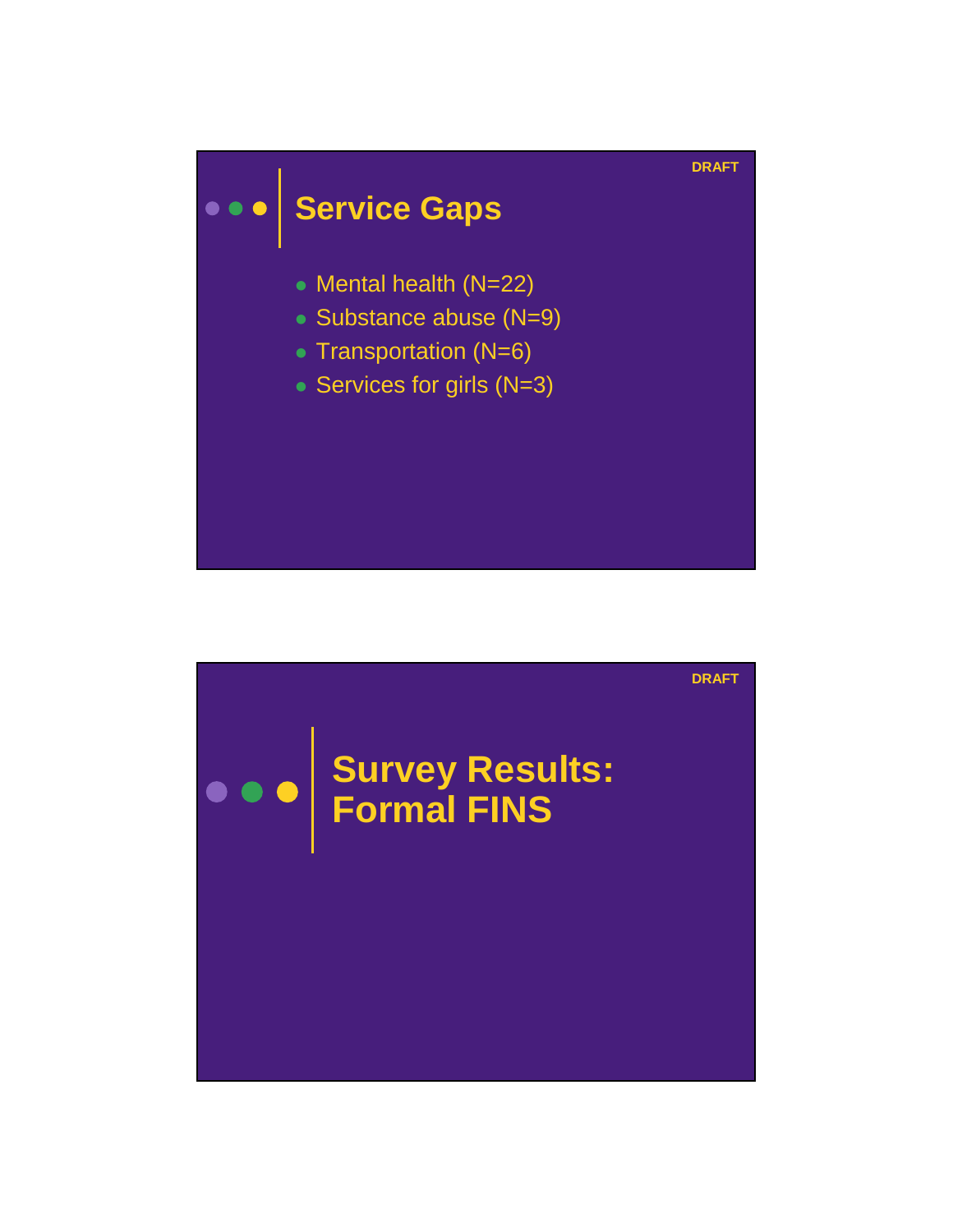DRAFT

## Service Gaps

- Mental health (N=22)
- Substance abuse (N=9)
- Transportation (N=6)
- Services for girls (N=3)

DRAFT

## Survey Results: Formal FINS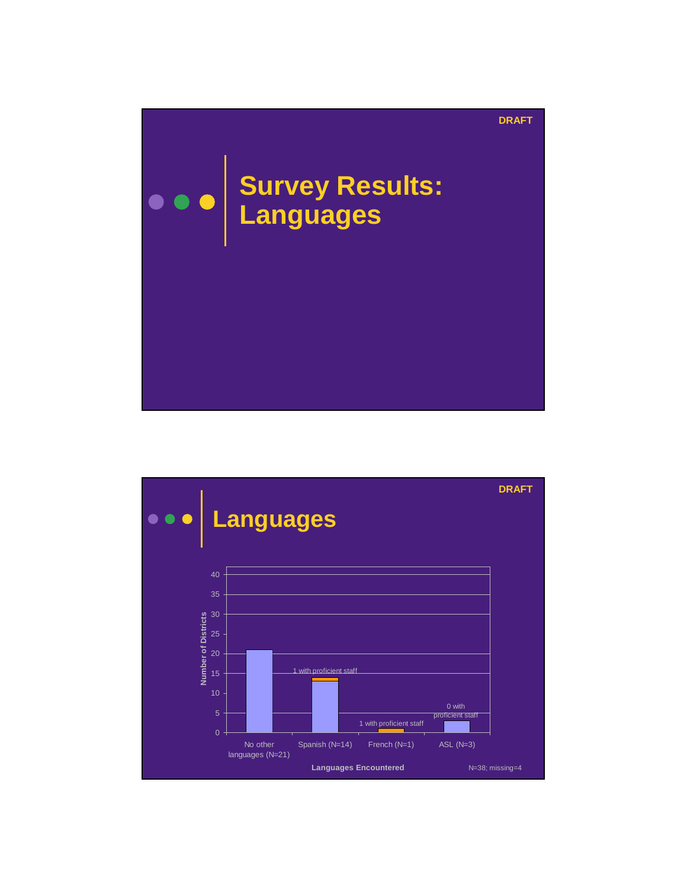DRAFT

# Survey Results: Languages

DRAFT

# Languages

Number of Districts

| Languages Encountered | Number of Districts | Note |
|---|---|---|
| No other languages (N=21) | 21 | |
| Spanish (N=14) | 14 | 1 with proficient staff |
| French (N=1) | 1 | 1 with proficient staff |
| ASL (N=3) | 3 | 0 with proficient staff |

Languages Encountered

N=38; missing=4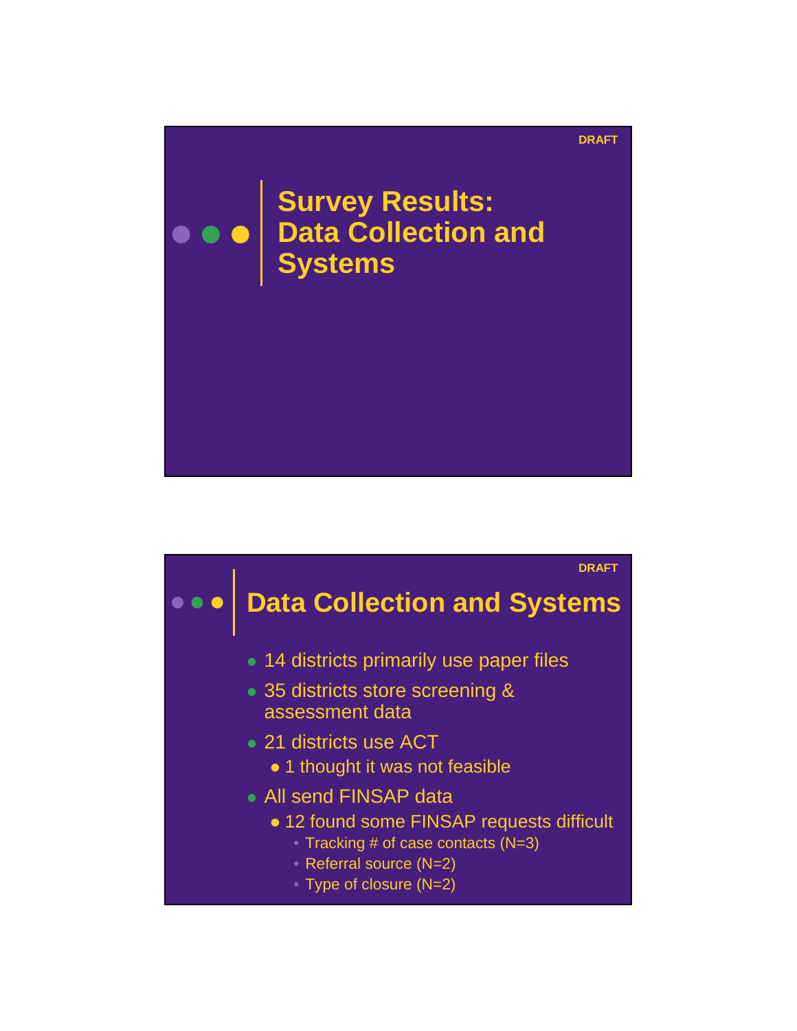DRAFT

# Survey Results: Data Collection and Systems

DRAFT

## Data Collection and Systems

- 14 districts primarily use paper files
- 35 districts store screening & assessment data
- 21 districts use ACT
  - 1 thought it was not feasible
- All send FINSAP data
  - 12 found some FINSAP requests difficult
    - Tracking # of case contacts (N=3)
    - Referral source (N=2)
    - Type of closure (N=2)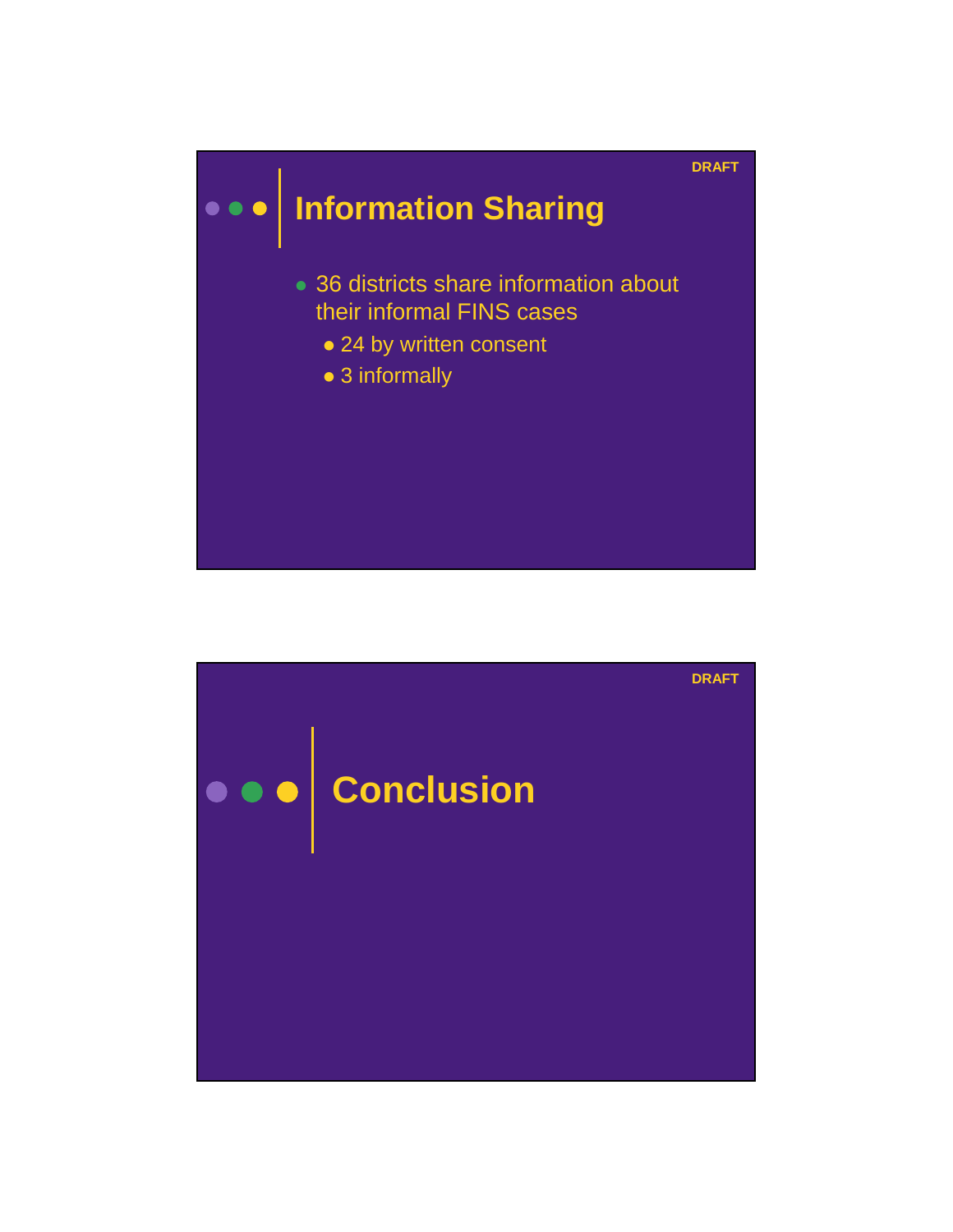DRAFT

## Information Sharing

- 36 districts share information about their informal FINS cases
  - 24 by written consent
  - 3 informally

DRAFT

## Conclusion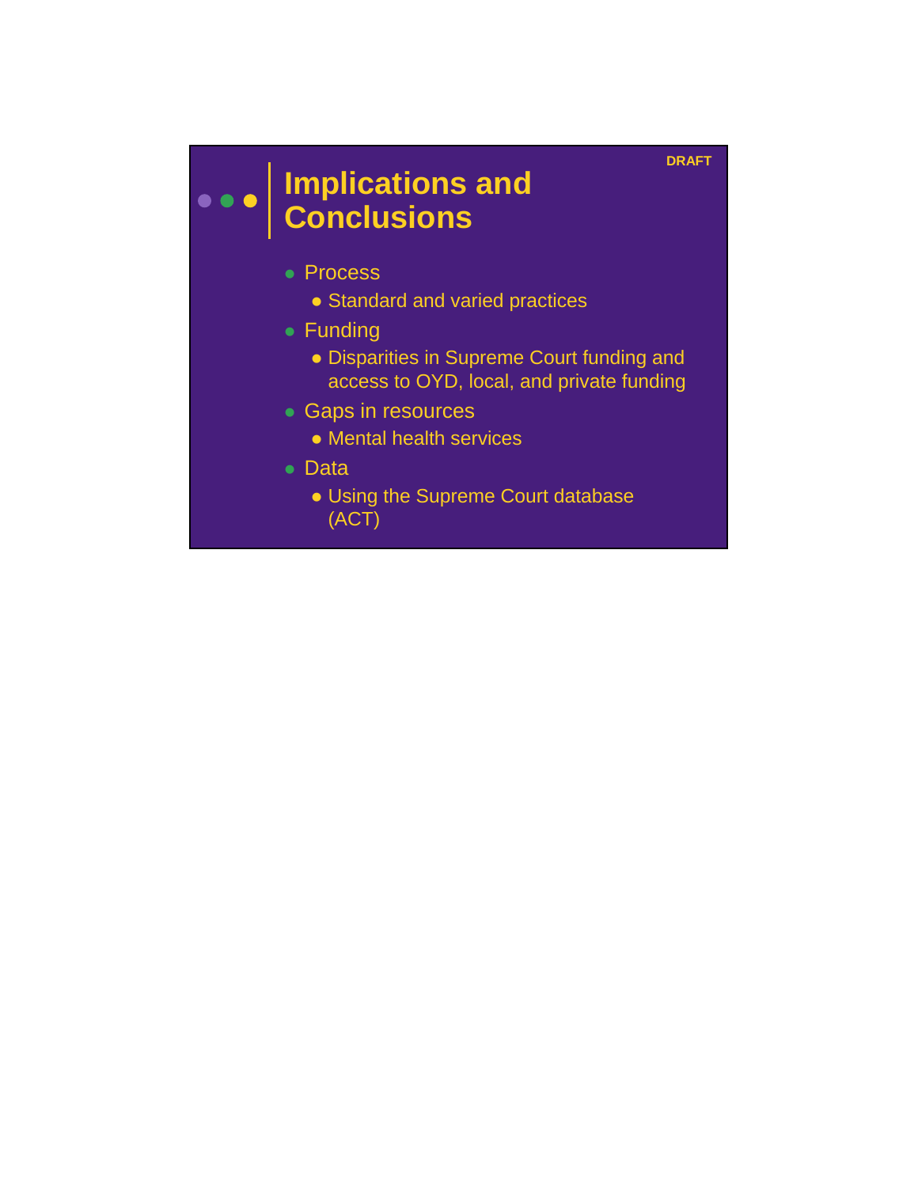DRAFT

# Implications and Conclusions

- Process
  - Standard and varied practices
- Funding
  - Disparities in Supreme Court funding and access to OYD, local, and private funding
- Gaps in resources
  - Mental health services
- Data
  - Using the Supreme Court database (ACT)